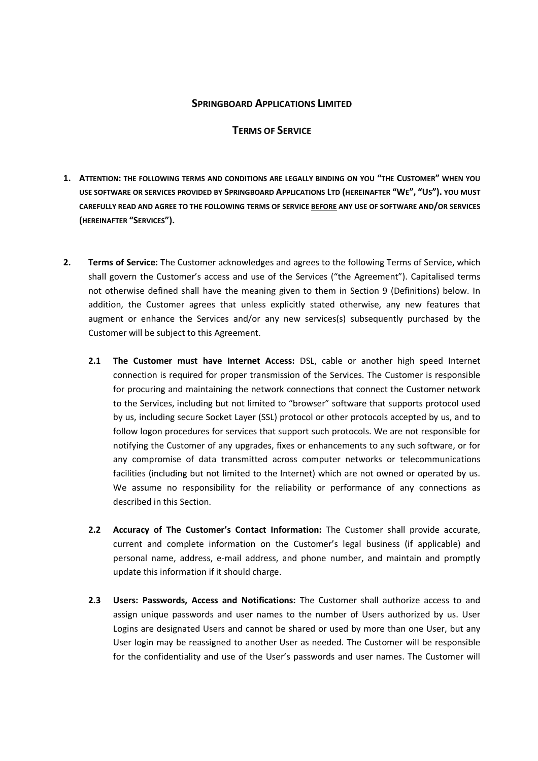# SPRINGBOARD APPLICATIONS LIMITED

## TERMS OF SERVICE

**1. ATTENTION: THE FOLLOWING TERMS AND CONDITIONS ARE LEGALLY BINDING ON YOU "THE CUSTOMER" WHEN YOU USE SOFTWARE OR SERVICES PROVIDED BY SPRINGBOARD APPLICATIONS LTD (HEREINAFTER "WE", "US"). YOU MUST CAREFULLY READ AND AGREE TO THE FOLLOWING TERMS OF SERVICE <u>BEFORE</u> ANY USE OF SOFTWARE AND/OR SERVICES (HEREINAFTER "SERVICES").**

**2. Terms of Service:** The Customer acknowledges and agrees to the following Terms of Service, which shall govern the Customer's access and use of the Services ("the Agreement"). Capitalised terms not otherwise defined shall have the meaning given to them in Section 9 (Definitions) below. In addition, the Customer agrees that unless explicitly stated otherwise, any new features that augment or enhance the Services and/or any new services(s) subsequently purchased by the Customer will be subject to this Agreement.

**2.1 The Customer must have Internet Access:** DSL, cable or another high speed Internet connection is required for proper transmission of the Services. The Customer is responsible for procuring and maintaining the network connections that connect the Customer network to the Services, including but not limited to "browser" software that supports protocol used by us, including secure Socket Layer (SSL) protocol or other protocols accepted by us, and to follow logon procedures for services that support such protocols. We are not responsible for notifying the Customer of any upgrades, fixes or enhancements to any such software, or for any compromise of data transmitted across computer networks or telecommunications facilities (including but not limited to the Internet) which are not owned or operated by us. We assume no responsibility for the reliability or performance of any connections as described in this Section.

**2.2 Accuracy of The Customer's Contact Information:** The Customer shall provide accurate, current and complete information on the Customer's legal business (if applicable) and personal name, address, e-mail address, and phone number, and maintain and promptly update this information if it should charge.

**2.3 Users: Passwords, Access and Notifications:** The Customer shall authorize access to and assign unique passwords and user names to the number of Users authorized by us. User Logins are designated Users and cannot be shared or used by more than one User, but any User login may be reassigned to another User as needed. The Customer will be responsible for the confidentiality and use of the User's passwords and user names. The Customer will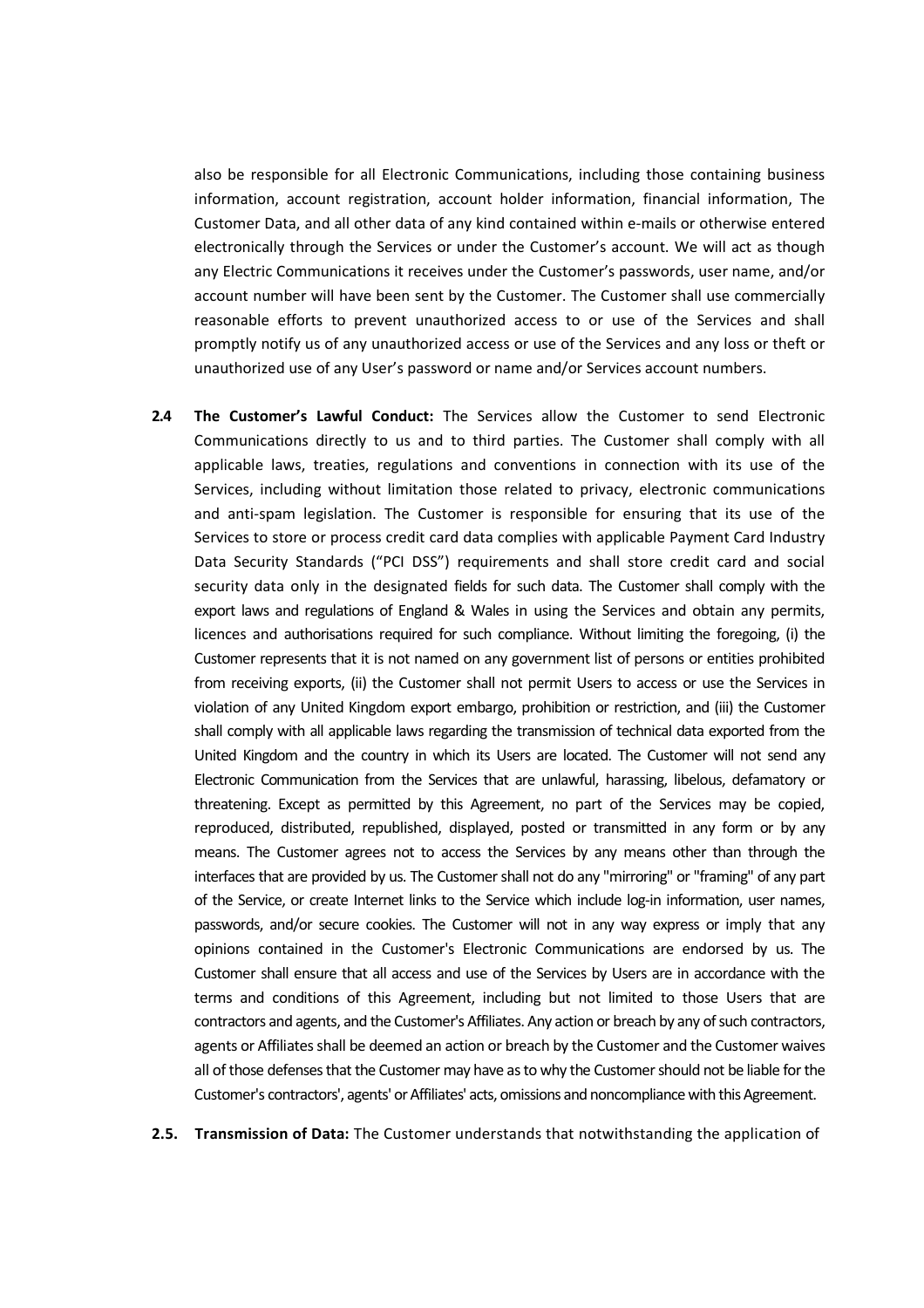also be responsible for all Electronic Communications, including those containing business information, account registration, account holder information, financial information, The Customer Data, and all other data of any kind contained within e-mails or otherwise entered electronically through the Services or under the Customer's account. We will act as though any Electric Communications it receives under the Customer's passwords, user name, and/or account number will have been sent by the Customer. The Customer shall use commercially reasonable efforts to prevent unauthorized access to or use of the Services and shall promptly notify us of any unauthorized access or use of the Services and any loss or theft or unauthorized use of any User's password or name and/or Services account numbers.

**2.4 The Customer's Lawful Conduct:** The Services allow the Customer to send Electronic Communications directly to us and to third parties. The Customer shall comply with all applicable laws, treaties, regulations and conventions in connection with its use of the Services, including without limitation those related to privacy, electronic communications and anti-spam legislation. The Customer is responsible for ensuring that its use of the Services to store or process credit card data complies with applicable Payment Card Industry Data Security Standards ("PCI DSS") requirements and shall store credit card and social security data only in the designated fields for such data. The Customer shall comply with the export laws and regulations of England & Wales in using the Services and obtain any permits, licences and authorisations required for such compliance. Without limiting the foregoing, (i) the Customer represents that it is not named on any government list of persons or entities prohibited from receiving exports, (ii) the Customer shall not permit Users to access or use the Services in violation of any United Kingdom export embargo, prohibition or restriction, and (iii) the Customer shall comply with all applicable laws regarding the transmission of technical data exported from the United Kingdom and the country in which its Users are located. The Customer will not send any Electronic Communication from the Services that are unlawful, harassing, libelous, defamatory or threatening. Except as permitted by this Agreement, no part of the Services may be copied, reproduced, distributed, republished, displayed, posted or transmitted in any form or by any means. The Customer agrees not to access the Services by any means other than through the interfaces that are provided by us. The Customer shall not do any "mirroring" or "framing" of any part of the Service, or create Internet links to the Service which include log-in information, user names, passwords, and/or secure cookies. The Customer will not in any way express or imply that any opinions contained in the Customer's Electronic Communications are endorsed by us. The Customer shall ensure that all access and use of the Services by Users are in accordance with the terms and conditions of this Agreement, including but not limited to those Users that are contractors and agents, and the Customer's Affiliates. Any action or breach by any of such contractors, agents or Affiliates shall be deemed an action or breach by the Customer and the Customer waives all of those defenses that the Customer may have as to why the Customer should not be liable for the Customer's contractors', agents' or Affiliates' acts, omissions and noncompliance with this Agreement.

**2.5. Transmission of Data:** The Customer understands that notwithstanding the application of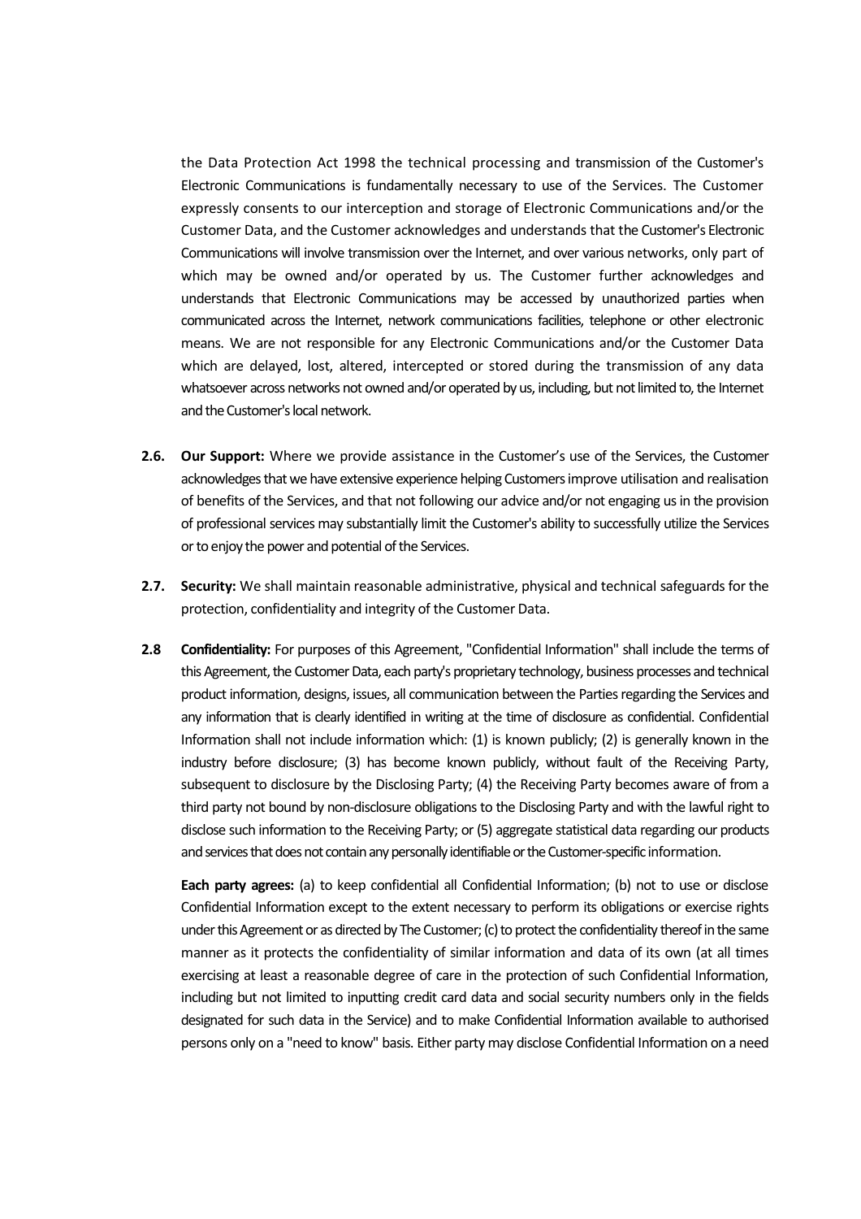the Data Protection Act 1998 the technical processing and transmission of the Customer's Electronic Communications is fundamentally necessary to use of the Services. The Customer expressly consents to our interception and storage of Electronic Communications and/or the Customer Data, and the Customer acknowledges and understands that the Customer's Electronic Communications will involve transmission over the Internet, and over various networks, only part of which may be owned and/or operated by us. The Customer further acknowledges and understands that Electronic Communications may be accessed by unauthorized parties when communicated across the Internet, network communications facilities, telephone or other electronic means. We are not responsible for any Electronic Communications and/or the Customer Data which are delayed, lost, altered, intercepted or stored during the transmission of any data whatsoever across networks not owned and/or operated by us, including, but not limited to, the Internet and the Customer's local network.

**2.6. Our Support:** Where we provide assistance in the Customer's use of the Services, the Customer acknowledges that we have extensive experience helping Customers improve utilisation and realisation of benefits of the Services, and that not following our advice and/or not engaging us in the provision of professional services may substantially limit the Customer's ability to successfully utilize the Services or to enjoy the power and potential of the Services.

**2.7. Security:** We shall maintain reasonable administrative, physical and technical safeguards for the protection, confidentiality and integrity of the Customer Data.

**2.8 Confidentiality:** For purposes of this Agreement, "Confidential Information" shall include the terms of this Agreement, the Customer Data, each party's proprietary technology, business processes and technical product information, designs, issues, all communication between the Parties regarding the Services and any information that is clearly identified in writing at the time of disclosure as confidential. Confidential Information shall not include information which: (1) is known publicly; (2) is generally known in the industry before disclosure; (3) has become known publicly, without fault of the Receiving Party, subsequent to disclosure by the Disclosing Party; (4) the Receiving Party becomes aware of from a third party not bound by non-disclosure obligations to the Disclosing Party and with the lawful right to disclose such information to the Receiving Party; or (5) aggregate statistical data regarding our products and services that does not contain any personally identifiable or the Customer-specific information.

**Each party agrees:** (a) to keep confidential all Confidential Information; (b) not to use or disclose Confidential Information except to the extent necessary to perform its obligations or exercise rights under this Agreement or as directed by The Customer; (c) to protect the confidentiality thereof in the same manner as it protects the confidentiality of similar information and data of its own (at all times exercising at least a reasonable degree of care in the protection of such Confidential Information, including but not limited to inputting credit card data and social security numbers only in the fields designated for such data in the Service) and to make Confidential Information available to authorised persons only on a "need to know" basis. Either party may disclose Confidential Information on a need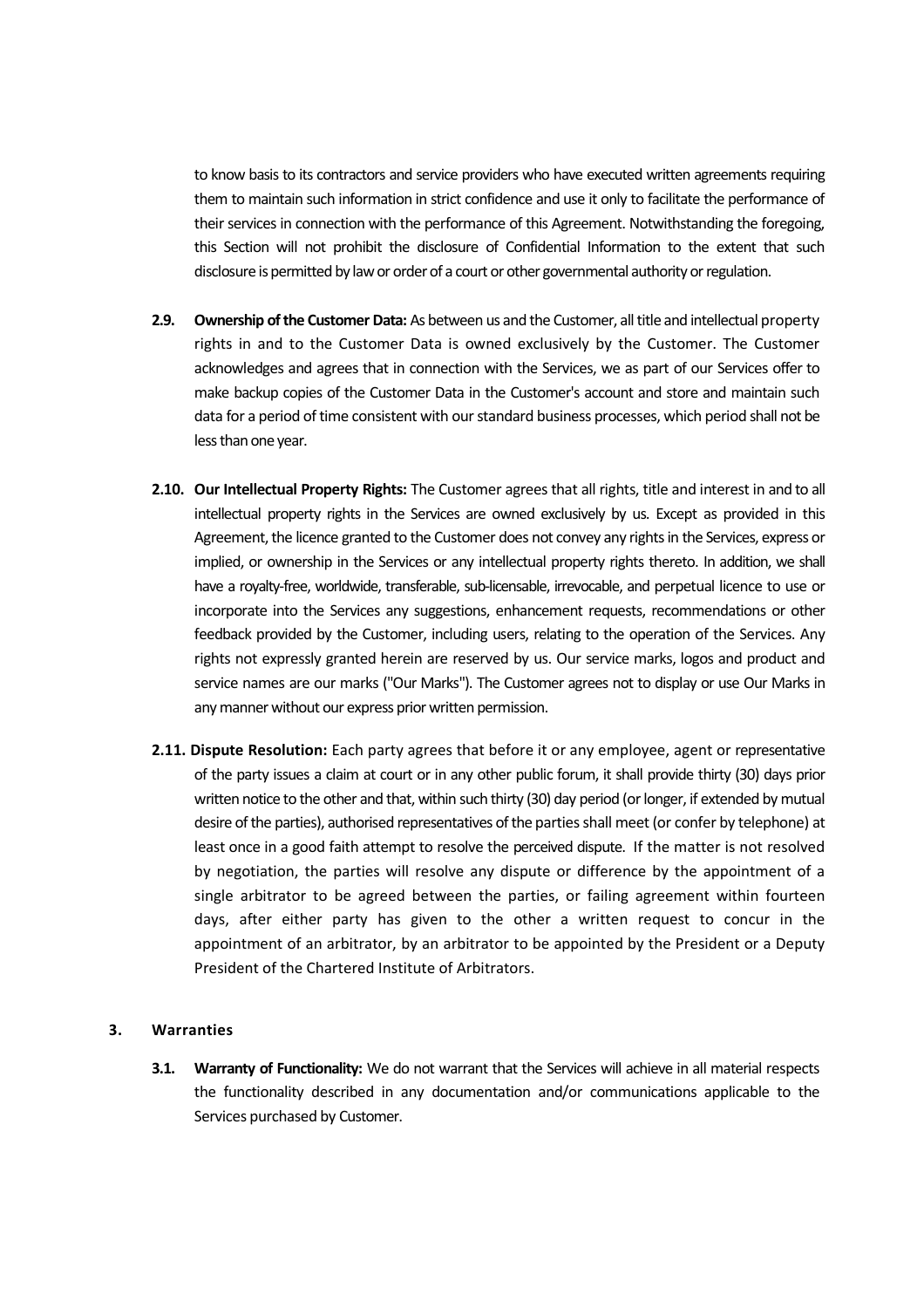to know basis to its contractors and service providers who have executed written agreements requiring them to maintain such information in strict confidence and use it only to facilitate the performance of their services in connection with the performance of this Agreement. Notwithstanding the foregoing, this Section will not prohibit the disclosure of Confidential Information to the extent that such disclosure is permitted by law or order of a court or other governmental authority or regulation.

**2.9. Ownership of the Customer Data:** As between us and the Customer, all title and intellectual property rights in and to the Customer Data is owned exclusively by the Customer. The Customer acknowledges and agrees that in connection with the Services, we as part of our Services offer to make backup copies of the Customer Data in the Customer's account and store and maintain such data for a period of time consistent with our standard business processes, which period shall not be less than one year.

**2.10. Our Intellectual Property Rights:** The Customer agrees that all rights, title and interest in and to all intellectual property rights in the Services are owned exclusively by us. Except as provided in this Agreement, the licence granted to the Customer does not convey any rights in the Services, express or implied, or ownership in the Services or any intellectual property rights thereto. In addition, we shall have a royalty-free, worldwide, transferable, sub-licensable, irrevocable, and perpetual licence to use or incorporate into the Services any suggestions, enhancement requests, recommendations or other feedback provided by the Customer, including users, relating to the operation of the Services. Any rights not expressly granted herein are reserved by us. Our service marks, logos and product and service names are our marks ("Our Marks"). The Customer agrees not to display or use Our Marks in any manner without our express prior written permission.

**2.11. Dispute Resolution:** Each party agrees that before it or any employee, agent or representative of the party issues a claim at court or in any other public forum, it shall provide thirty (30) days prior written notice to the other and that, within such thirty (30) day period (or longer, if extended by mutual desire of the parties), authorised representatives of the parties shall meet (or confer by telephone) at least once in a good faith attempt to resolve the perceived dispute. If the matter is not resolved by negotiation, the parties will resolve any dispute or difference by the appointment of a single arbitrator to be agreed between the parties, or failing agreement within fourteen days, after either party has given to the other a written request to concur in the appointment of an arbitrator, by an arbitrator to be appointed by the President or a Deputy President of the Chartered Institute of Arbitrators.

## 3. Warranties

**3.1. Warranty of Functionality:** We do not warrant that the Services will achieve in all material respects the functionality described in any documentation and/or communications applicable to the Services purchased by Customer.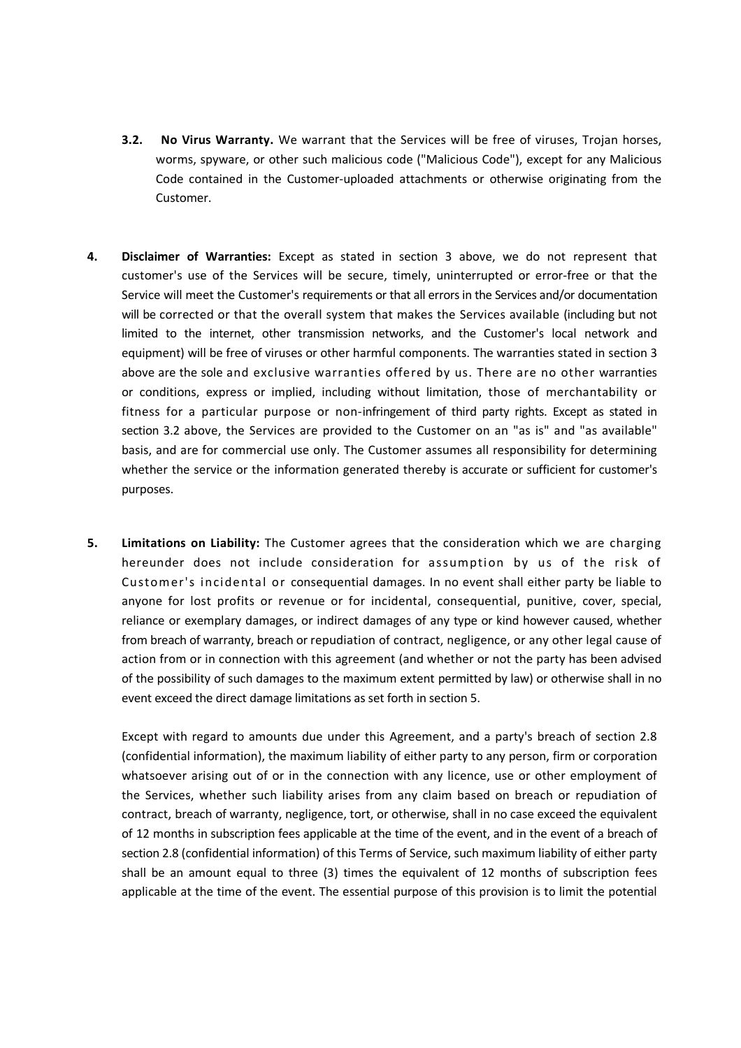**3.2. No Virus Warranty.** We warrant that the Services will be free of viruses, Trojan horses, worms, spyware, or other such malicious code ("Malicious Code"), except for any Malicious Code contained in the Customer-uploaded attachments or otherwise originating from the Customer.

**4. Disclaimer of Warranties:** Except as stated in section 3 above, we do not represent that customer's use of the Services will be secure, timely, uninterrupted or error-free or that the Service will meet the Customer's requirements or that all errors in the Services and/or documentation will be corrected or that the overall system that makes the Services available (including but not limited to the internet, other transmission networks, and the Customer's local network and equipment) will be free of viruses or other harmful components. The warranties stated in section 3 above are the sole and exclusive warranties offered by us. There are no other warranties or conditions, express or implied, including without limitation, those of merchantability or fitness for a particular purpose or non-infringement of third party rights. Except as stated in section 3.2 above, the Services are provided to the Customer on an "as is" and "as available" basis, and are for commercial use only. The Customer assumes all responsibility for determining whether the service or the information generated thereby is accurate or sufficient for customer's purposes.

**5. Limitations on Liability:** The Customer agrees that the consideration which we are charging hereunder does not include consideration for assumption by us of the risk of Customer's incidental or consequential damages. In no event shall either party be liable to anyone for lost profits or revenue or for incidental, consequential, punitive, cover, special, reliance or exemplary damages, or indirect damages of any type or kind however caused, whether from breach of warranty, breach or repudiation of contract, negligence, or any other legal cause of action from or in connection with this agreement (and whether or not the party has been advised of the possibility of such damages to the maximum extent permitted by law) or otherwise shall in no event exceed the direct damage limitations as set forth in section 5.

Except with regard to amounts due under this Agreement, and a party's breach of section 2.8 (confidential information), the maximum liability of either party to any person, firm or corporation whatsoever arising out of or in the connection with any licence, use or other employment of the Services, whether such liability arises from any claim based on breach or repudiation of contract, breach of warranty, negligence, tort, or otherwise, shall in no case exceed the equivalent of 12 months in subscription fees applicable at the time of the event, and in the event of a breach of section 2.8 (confidential information) of this Terms of Service, such maximum liability of either party shall be an amount equal to three (3) times the equivalent of 12 months of subscription fees applicable at the time of the event. The essential purpose of this provision is to limit the potential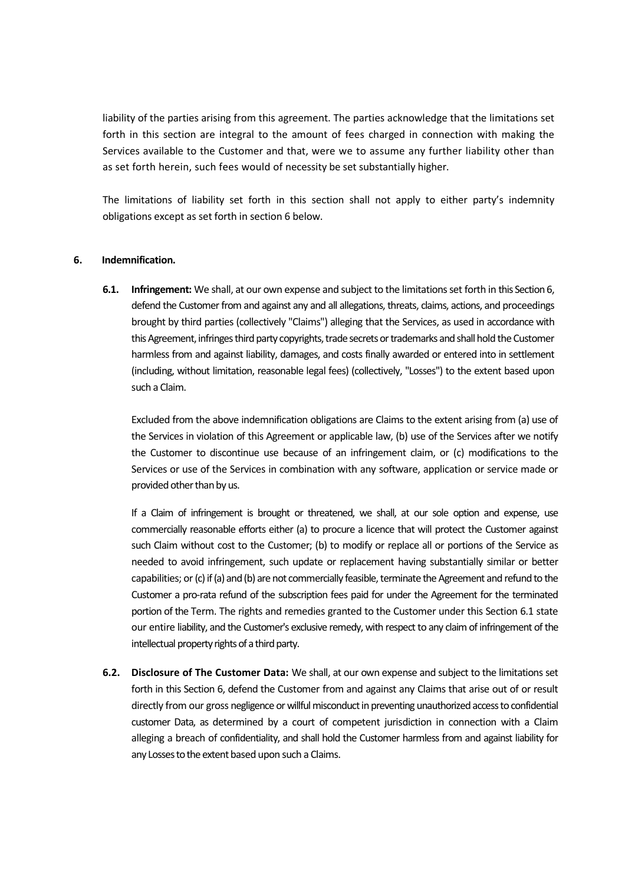liability of the parties arising from this agreement. The parties acknowledge that the limitations set forth in this section are integral to the amount of fees charged in connection with making the Services available to the Customer and that, were we to assume any further liability other than as set forth herein, such fees would of necessity be set substantially higher.

The limitations of liability set forth in this section shall not apply to either party's indemnity obligations except as set forth in section 6 below.

## 6. Indemnification.

**6.1. Infringement:** We shall, at our own expense and subject to the limitations set forth in this Section 6, defend the Customer from and against any and all allegations, threats, claims, actions, and proceedings brought by third parties (collectively "Claims") alleging that the Services, as used in accordance with this Agreement, infringes third party copyrights, trade secrets or trademarks and shall hold the Customer harmless from and against liability, damages, and costs finally awarded or entered into in settlement (including, without limitation, reasonable legal fees) (collectively, "Losses") to the extent based upon such a Claim.

Excluded from the above indemnification obligations are Claims to the extent arising from (a) use of the Services in violation of this Agreement or applicable law, (b) use of the Services after we notify the Customer to discontinue use because of an infringement claim, or (c) modifications to the Services or use of the Services in combination with any software, application or service made or provided other than by us.

If a Claim of infringement is brought or threatened, we shall, at our sole option and expense, use commercially reasonable efforts either (a) to procure a licence that will protect the Customer against such Claim without cost to the Customer; (b) to modify or replace all or portions of the Service as needed to avoid infringement, such update or replacement having substantially similar or better capabilities; or (c) if (a) and (b) are not commercially feasible, terminate the Agreement and refund to the Customer a pro-rata refund of the subscription fees paid for under the Agreement for the terminated portion of the Term. The rights and remedies granted to the Customer under this Section 6.1 state our entire liability, and the Customer's exclusive remedy, with respect to any claim of infringement of the intellectual property rights of a third party.

**6.2. Disclosure of The Customer Data:** We shall, at our own expense and subject to the limitations set forth in this Section 6, defend the Customer from and against any Claims that arise out of or result directly from our gross negligence or willful misconduct in preventing unauthorized access to confidential customer Data, as determined by a court of competent jurisdiction in connection with a Claim alleging a breach of confidentiality, and shall hold the Customer harmless from and against liability for any Losses to the extent based upon such a Claims.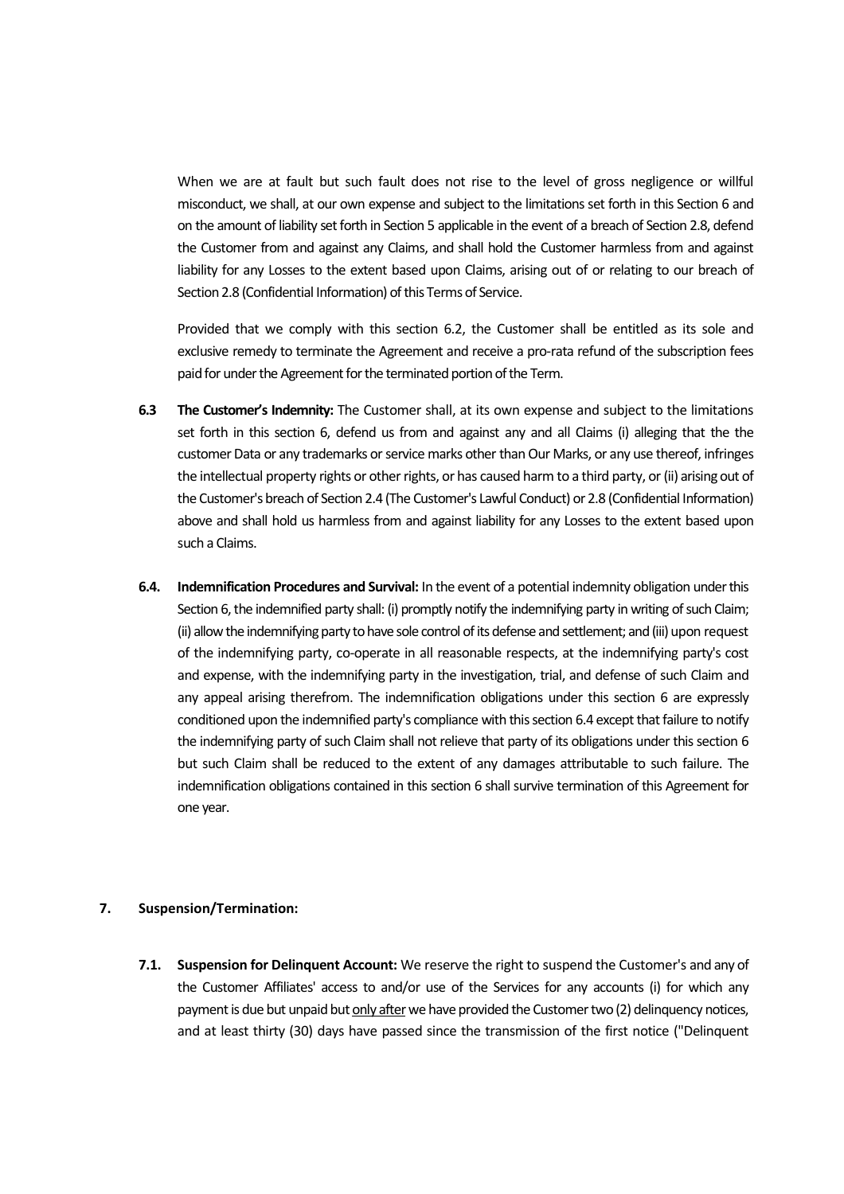When we are at fault but such fault does not rise to the level of gross negligence or willful misconduct, we shall, at our own expense and subject to the limitations set forth in this Section 6 and on the amount of liability set forth in Section 5 applicable in the event of a breach of Section 2.8, defend the Customer from and against any Claims, and shall hold the Customer harmless from and against liability for any Losses to the extent based upon Claims, arising out of or relating to our breach of Section 2.8 (Confidential Information) of this Terms of Service.

Provided that we comply with this section 6.2, the Customer shall be entitled as its sole and exclusive remedy to terminate the Agreement and receive a pro-rata refund of the subscription fees paid for under the Agreement for the terminated portion of the Term.

**6.3 The Customer's Indemnity:** The Customer shall, at its own expense and subject to the limitations set forth in this section 6, defend us from and against any and all Claims (i) alleging that the the customer Data or any trademarks or service marks other than Our Marks, or any use thereof, infringes the intellectual property rights or other rights, or has caused harm to a third party, or (ii) arising out of the Customer's breach of Section 2.4 (The Customer's Lawful Conduct) or 2.8 (Confidential Information) above and shall hold us harmless from and against liability for any Losses to the extent based upon such a Claims.

**6.4. Indemnification Procedures and Survival:** In the event of a potential indemnity obligation under this Section 6, the indemnified party shall: (i) promptly notify the indemnifying party in writing of such Claim; (ii) allow the indemnifying party to have sole control of its defense and settlement; and (iii) upon request of the indemnifying party, co-operate in all reasonable respects, at the indemnifying party's cost and expense, with the indemnifying party in the investigation, trial, and defense of such Claim and any appeal arising therefrom. The indemnification obligations under this section 6 are expressly conditioned upon the indemnified party's compliance with this section 6.4 except that failure to notify the indemnifying party of such Claim shall not relieve that party of its obligations under this section 6 but such Claim shall be reduced to the extent of any damages attributable to such failure. The indemnification obligations contained in this section 6 shall survive termination of this Agreement for one year.

## 7. Suspension/Termination:

**7.1. Suspension for Delinquent Account:** We reserve the right to suspend the Customer's and any of the Customer Affiliates' access to and/or use of the Services for any accounts (i) for which any payment is due but unpaid but only after we have provided the Customer two (2) delinquency notices, and at least thirty (30) days have passed since the transmission of the first notice ("Delinquent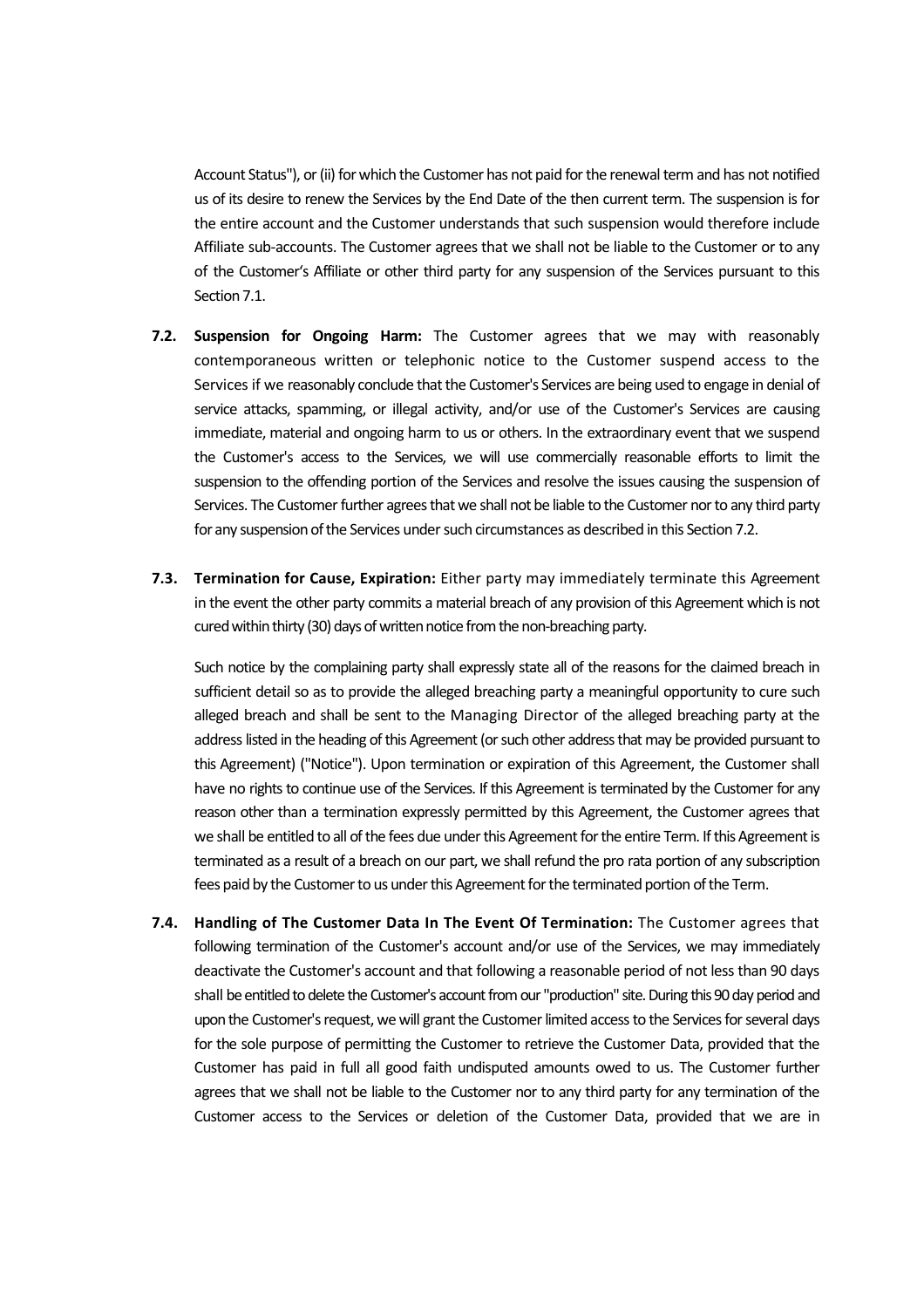Account Status"), or (ii) for which the Customer has not paid for the renewal term and has not notified us of its desire to renew the Services by the End Date of the then current term. The suspension is for the entire account and the Customer understands that such suspension would therefore include Affiliate sub-accounts. The Customer agrees that we shall not be liable to the Customer or to any of the Customer's Affiliate or other third party for any suspension of the Services pursuant to this Section 7.1.

**7.2. Suspension for Ongoing Harm:** The Customer agrees that we may with reasonably contemporaneous written or telephonic notice to the Customer suspend access to the Services if we reasonably conclude that the Customer's Services are being used to engage in denial of service attacks, spamming, or illegal activity, and/or use of the Customer's Services are causing immediate, material and ongoing harm to us or others. In the extraordinary event that we suspend the Customer's access to the Services, we will use commercially reasonable efforts to limit the suspension to the offending portion of the Services and resolve the issues causing the suspension of Services. The Customer further agrees that we shall not be liable to the Customer nor to any third party for any suspension of the Services under such circumstances as described in this Section 7.2.

**7.3. Termination for Cause, Expiration:** Either party may immediately terminate this Agreement in the event the other party commits a material breach of any provision of this Agreement which is not cured within thirty (30) days of written notice from the non-breaching party.

Such notice by the complaining party shall expressly state all of the reasons for the claimed breach in sufficient detail so as to provide the alleged breaching party a meaningful opportunity to cure such alleged breach and shall be sent to the Managing Director of the alleged breaching party at the address listed in the heading of this Agreement (or such other address that may be provided pursuant to this Agreement) ("Notice"). Upon termination or expiration of this Agreement, the Customer shall have no rights to continue use of the Services. If this Agreement is terminated by the Customer for any reason other than a termination expressly permitted by this Agreement, the Customer agrees that we shall be entitled to all of the fees due under this Agreement for the entire Term. If this Agreement is terminated as a result of a breach on our part, we shall refund the pro rata portion of any subscription fees paid by the Customer to us under this Agreement for the terminated portion of the Term.

**7.4. Handling of The Customer Data In The Event Of Termination:** The Customer agrees that following termination of the Customer's account and/or use of the Services, we may immediately deactivate the Customer's account and that following a reasonable period of not less than 90 days shall be entitled to delete the Customer's account from our "production" site. During this 90 day period and upon the Customer's request, we will grant the Customer limited access to the Services for several days for the sole purpose of permitting the Customer to retrieve the Customer Data, provided that the Customer has paid in full all good faith undisputed amounts owed to us. The Customer further agrees that we shall not be liable to the Customer nor to any third party for any termination of the Customer access to the Services or deletion of the Customer Data, provided that we are in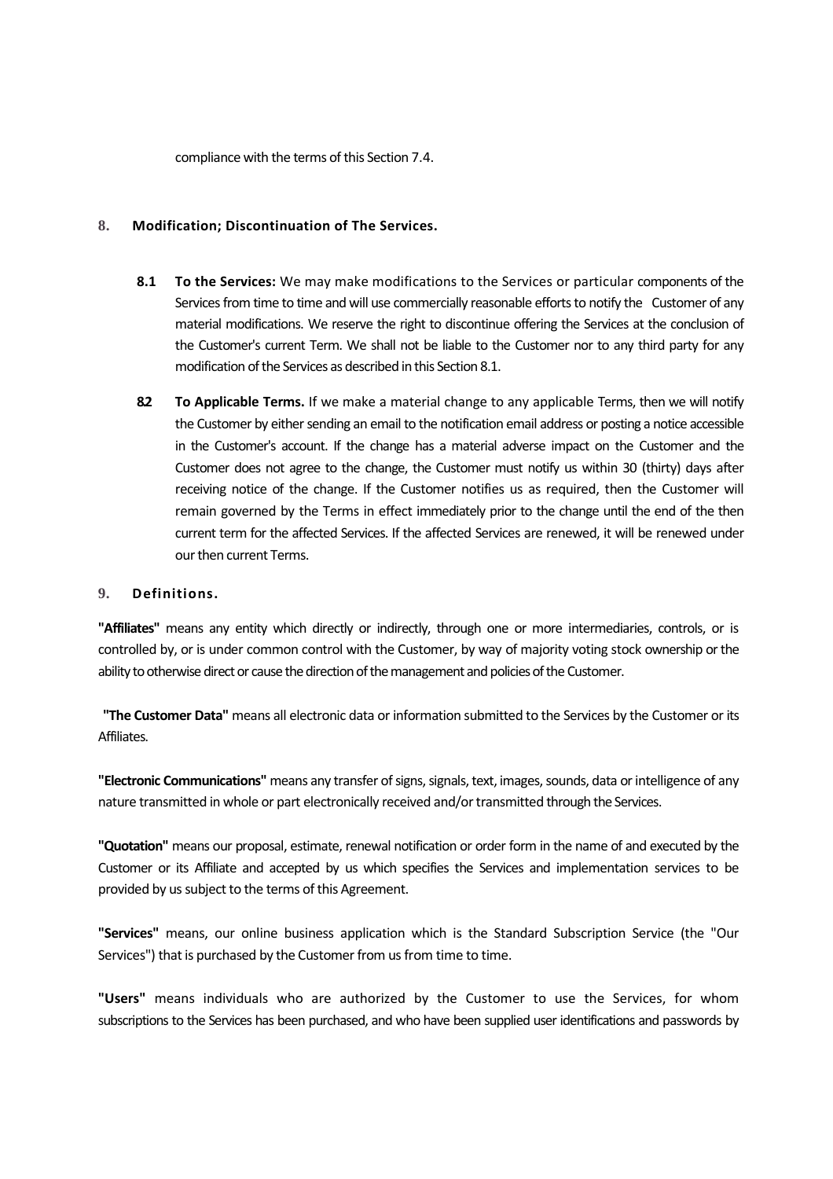compliance with the terms of this Section 7.4.

## 8. Modification; Discontinuation of The Services.

**8.1 To the Services:** We may make modifications to the Services or particular components of the Services from time to time and will use commercially reasonable efforts to notify the Customer of any material modifications. We reserve the right to discontinue offering the Services at the conclusion of the Customer's current Term. We shall not be liable to the Customer nor to any third party for any modification of the Services as described in this Section 8.1.

**8.2 To Applicable Terms.** If we make a material change to any applicable Terms, then we will notify the Customer by either sending an email to the notification email address or posting a notice accessible in the Customer's account. If the change has a material adverse impact on the Customer and the Customer does not agree to the change, the Customer must notify us within 30 (thirty) days after receiving notice of the change. If the Customer notifies us as required, then the Customer will remain governed by the Terms in effect immediately prior to the change until the end of the then current term for the affected Services. If the affected Services are renewed, it will be renewed under our then current Terms.

## 9. Definitions.

**"Affiliates"** means any entity which directly or indirectly, through one or more intermediaries, controls, or is controlled by, or is under common control with the Customer, by way of majority voting stock ownership or the ability to otherwise direct or cause the direction of the management and policies of the Customer.

**"The Customer Data"** means all electronic data or information submitted to the Services by the Customer or its Affiliates.

**"Electronic Communications"** means any transfer of signs, signals, text, images, sounds, data or intelligence of any nature transmitted in whole or part electronically received and/or transmitted through the Services.

**"Quotation"** means our proposal, estimate, renewal notification or order form in the name of and executed by the Customer or its Affiliate and accepted by us which specifies the Services and implementation services to be provided by us subject to the terms of this Agreement.

**"Services"** means, our online business application which is the Standard Subscription Service (the "Our Services") that is purchased by the Customer from us from time to time.

**"Users"** means individuals who are authorized by the Customer to use the Services, for whom subscriptions to the Services has been purchased, and who have been supplied user identifications and passwords by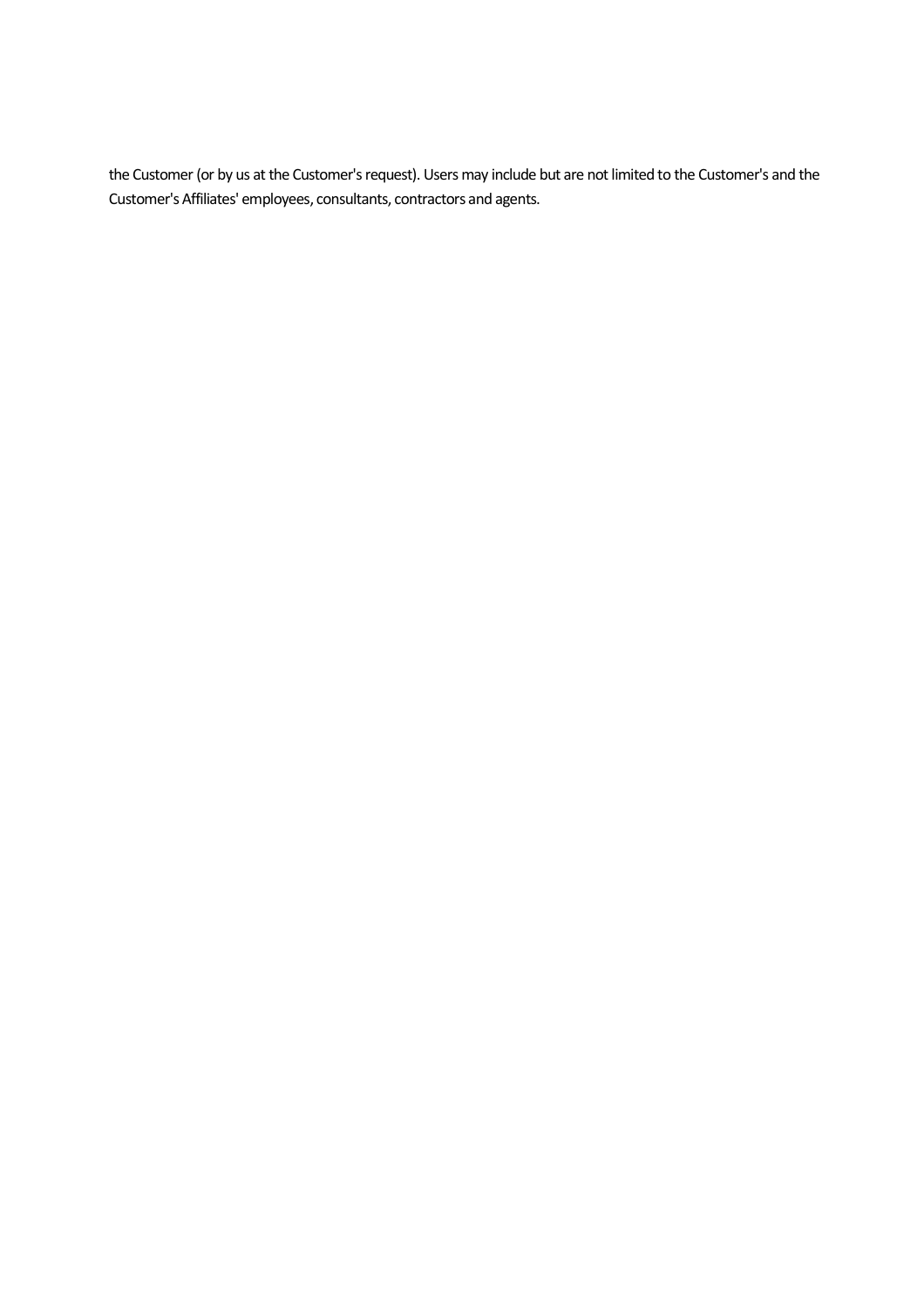the Customer (or by us at the Customer's request). Users may include but are not limited to the Customer's and the Customer's Affiliates' employees, consultants, contractors and agents.